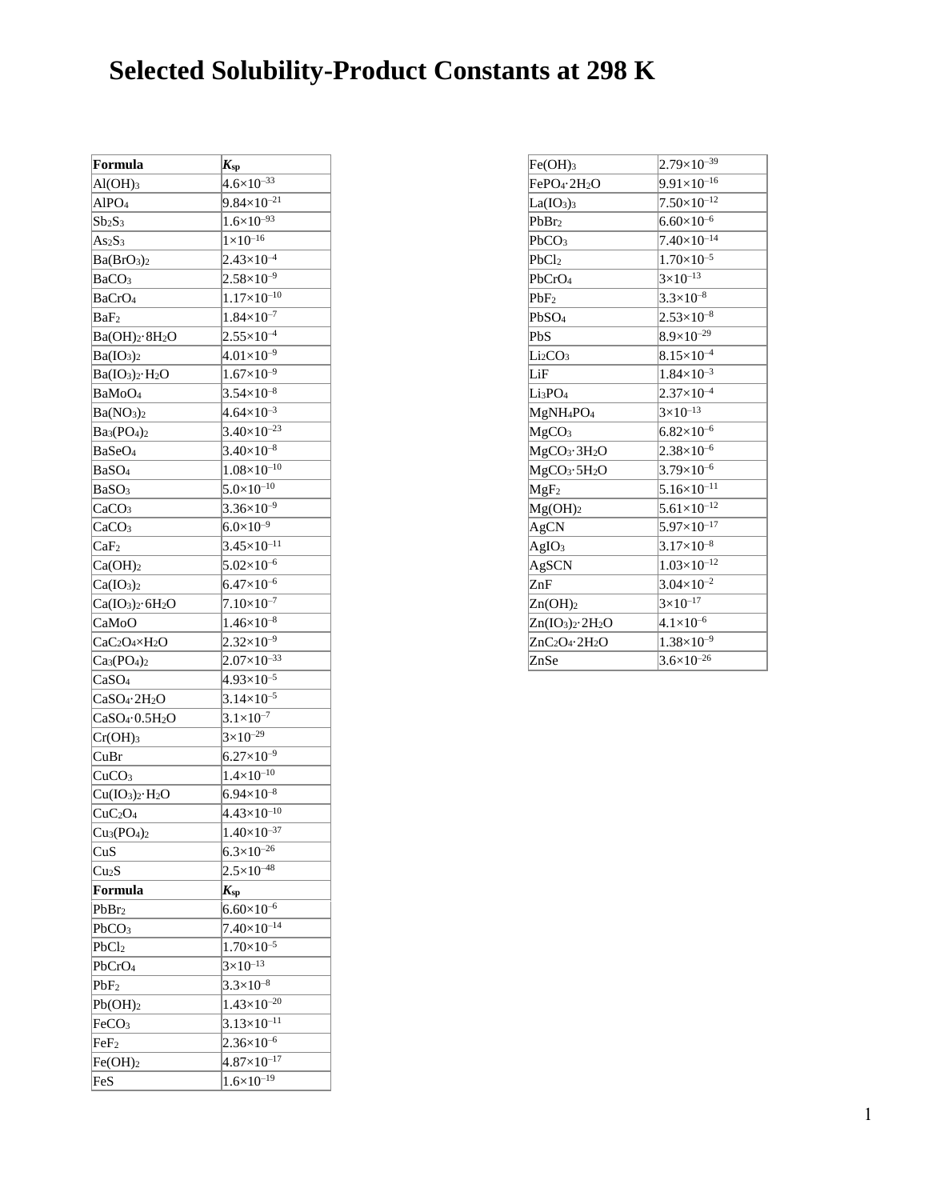# Selected Solubility-Product Constants at 298 K

| Formula | $K_{sp}$ |
|---|---|
| $Al(OH)_3$ | $4.6\times10^{-33}$ |
| $AlPO_4$ | $9.84\times10^{-21}$ |
| $Sb_2S_3$ | $1.6\times10^{-93}$ |
| $As_2S_3$ | $1\times10^{-16}$ |
| $Ba(BrO_3)_2$ | $2.43\times10^{-4}$ |
| $BaCO_3$ | $2.58\times10^{-9}$ |
| $BaCrO_4$ | $1.17\times10^{-10}$ |
| $BaF_2$ | $1.84\times10^{-7}$ |
| $Ba(OH)_2\cdot8H_2O$ | $2.55\times10^{-4}$ |
| $Ba(IO_3)_2$ | $4.01\times10^{-9}$ |
| $Ba(IO_3)_2\cdot H_2O$ | $1.67\times10^{-9}$ |
| $BaMoO_4$ | $3.54\times10^{-8}$ |
| $Ba(NO_3)_2$ | $4.64\times10^{-3}$ |
| $Ba_3(PO_4)_2$ | $3.40\times10^{-23}$ |
| $BaSeO_4$ | $3.40\times10^{-8}$ |
| $BaSO_4$ | $1.08\times10^{-10}$ |
| $BaSO_3$ | $5.0\times10^{-10}$ |
| $CaCO_3$ | $3.36\times10^{-9}$ |
| $CaCO_3$ | $6.0\times10^{-9}$ |
| $CaF_2$ | $3.45\times10^{-11}$ |
| $Ca(OH)_2$ | $5.02\times10^{-6}$ |
| $Ca(IO_3)_2$ | $6.47\times10^{-6}$ |
| $Ca(IO_3)_2\cdot6H_2O$ | $7.10\times10^{-7}$ |
| $CaMoO$ | $1.46\times10^{-8}$ |
| $CaC_2O_4\times H_2O$ | $2.32\times10^{-9}$ |
| $Ca_3(PO_4)_2$ | $2.07\times10^{-33}$ |
| $CaSO_4$ | $4.93\times10^{-5}$ |
| $CaSO_4\cdot2H_2O$ | $3.14\times10^{-5}$ |
| $CaSO_4\cdot0.5H_2O$ | $3.1\times10^{-7}$ |
| $Cr(OH)_3$ | $3\times10^{-29}$ |
| $CuBr$ | $6.27\times10^{-9}$ |
| $CuCO_3$ | $1.4\times10^{-10}$ |
| $Cu(IO_3)_2\cdot H_2O$ | $6.94\times10^{-8}$ |
| $CuC_2O_4$ | $4.43\times10^{-10}$ |
| $Cu_3(PO_4)_2$ | $1.40\times10^{-37}$ |
| $CuS$ | $6.3\times10^{-26}$ |
| $Cu_2S$ | $2.5\times10^{-48}$ |
| **Formula** | **$K_{sp}$** |
| $PbBr_2$ | $6.60\times10^{-6}$ |
| $PbCO_3$ | $7.40\times10^{-14}$ |
| $PbCl_2$ | $1.70\times10^{-5}$ |
| $PbCrO_4$ | $3\times10^{-13}$ |
| $PbF_2$ | $3.3\times10^{-8}$ |
| $Pb(OH)_2$ | $1.43\times10^{-20}$ |
| $FeCO_3$ | $3.13\times10^{-11}$ |
| $FeF_2$ | $2.36\times10^{-6}$ |
| $Fe(OH)_2$ | $4.87\times10^{-17}$ |
| $FeS$ | $1.6\times10^{-19}$ |
| $Fe(OH)_3$ | $2.79\times10^{-39}$ |
| $FePO_4\cdot2H_2O$ | $9.91\times10^{-16}$ |
| $La(IO_3)_3$ | $7.50\times10^{-12}$ |
| $PbBr_2$ | $6.60\times10^{-6}$ |
| $PbCO_3$ | $7.40\times10^{-14}$ |
| $PbCl_2$ | $1.70\times10^{-5}$ |
| $PbCrO_4$ | $3\times10^{-13}$ |
| $PbF_2$ | $3.3\times10^{-8}$ |
| $PbSO_4$ | $2.53\times10^{-8}$ |
| $PbS$ | $8.9\times10^{-29}$ |
| $Li_2CO_3$ | $8.15\times10^{-4}$ |
| $LiF$ | $1.84\times10^{-3}$ |
| $Li_3PO_4$ | $2.37\times10^{-4}$ |
| $MgNH_4PO_4$ | $3\times10^{-13}$ |
| $MgCO_3$ | $6.82\times10^{-6}$ |
| $MgCO_3\cdot3H_2O$ | $2.38\times10^{-6}$ |
| $MgCO_3\cdot5H_2O$ | $3.79\times10^{-6}$ |
| $MgF_2$ | $5.16\times10^{-11}$ |
| $Mg(OH)_2$ | $5.61\times10^{-12}$ |
| $AgCN$ | $5.97\times10^{-17}$ |
| $AgIO_3$ | $3.17\times10^{-8}$ |
| $AgSCN$ | $1.03\times10^{-12}$ |
| $ZnF$ | $3.04\times10^{-2}$ |
| $Zn(OH)_2$ | $3\times10^{-17}$ |
| $Zn(IO_3)_2\cdot2H_2O$ | $4.1\times10^{-6}$ |
| $ZnC_2O_4\cdot2H_2O$ | $1.38\times10^{-9}$ |
| $ZnSe$ | $3.6\times10^{-26}$ |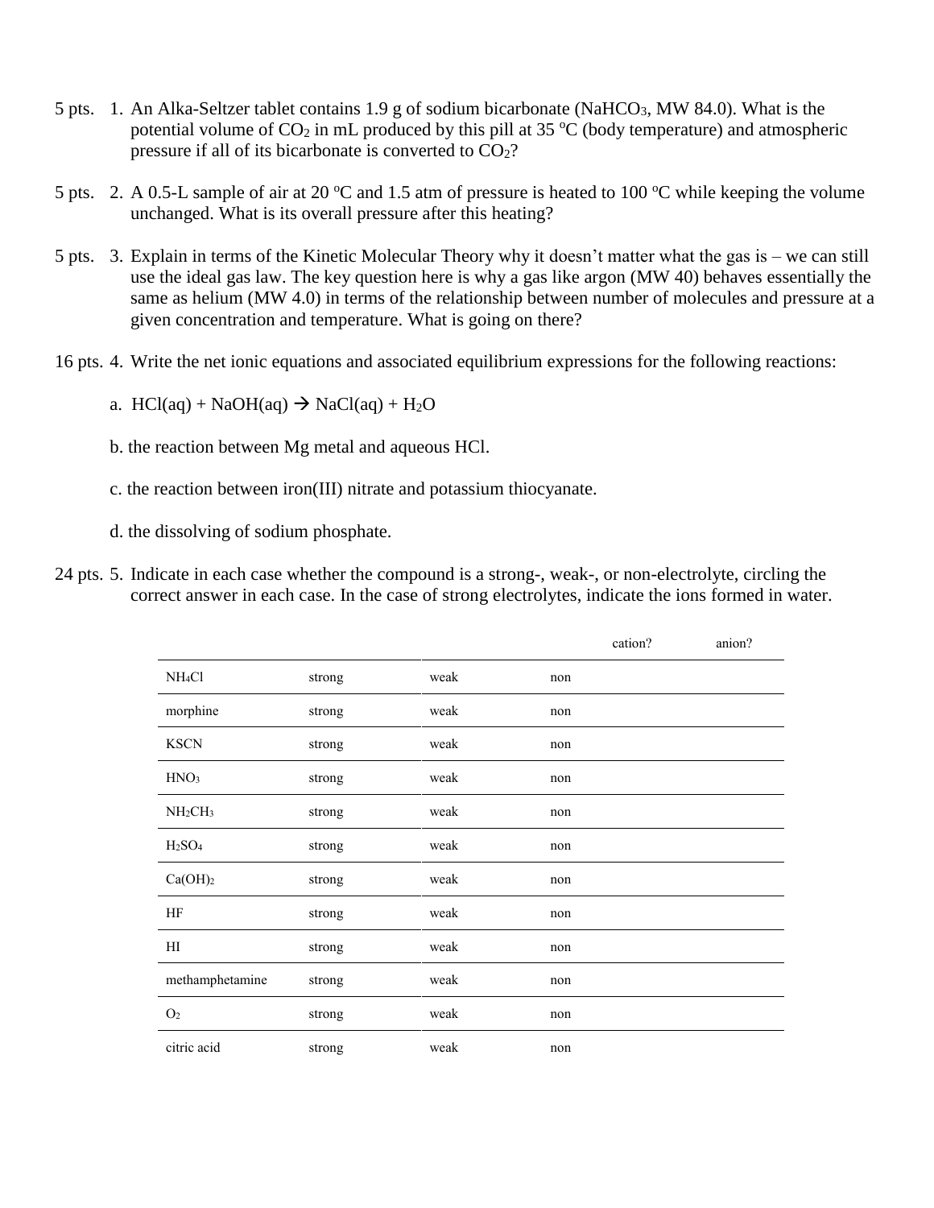5 pts. 1. An Alka-Seltzer tablet contains 1.9 g of sodium bicarbonate ($NaHCO_3$, MW 84.0). What is the potential volume of $CO_2$ in mL produced by this pill at 35 ºC (body temperature) and atmospheric pressure if all of its bicarbonate is converted to $CO_2$?

5 pts. 2. A 0.5-L sample of air at 20 ºC and 1.5 atm of pressure is heated to 100 ºC while keeping the volume unchanged. What is its overall pressure after this heating?

5 pts. 3. Explain in terms of the Kinetic Molecular Theory why it doesn't matter what the gas is – we can still use the ideal gas law. The key question here is why a gas like argon (MW 40) behaves essentially the same as helium (MW 4.0) in terms of the relationship between number of molecules and pressure at a given concentration and temperature. What is going on there?

16 pts. 4. Write the net ionic equations and associated equilibrium expressions for the following reactions:

a. $HCl(aq) + NaOH(aq) \rightarrow NaCl(aq) + H_2O$

b. the reaction between Mg metal and aqueous HCl.

c. the reaction between iron(III) nitrate and potassium thiocyanate.

d. the dissolving of sodium phosphate.

24 pts. 5. Indicate in each case whether the compound is a strong-, weak-, or non-electrolyte, circling the correct answer in each case. In the case of strong electrolytes, indicate the ions formed in water.

| | | | | cation? | anion? |
|---|---|---|---|---|---|
| $NH_4Cl$ | strong | weak | non | | |
| morphine | strong | weak | non | | |
| KSCN | strong | weak | non | | |
| $HNO_3$ | strong | weak | non | | |
| $NH_2CH_3$ | strong | weak | non | | |
| $H_2SO_4$ | strong | weak | non | | |
| $Ca(OH)_2$ | strong | weak | non | | |
| HF | strong | weak | non | | |
| HI | strong | weak | non | | |
| methamphetamine | strong | weak | non | | |
| $O_2$ | strong | weak | non | | |
| citric acid | strong | weak | non | | |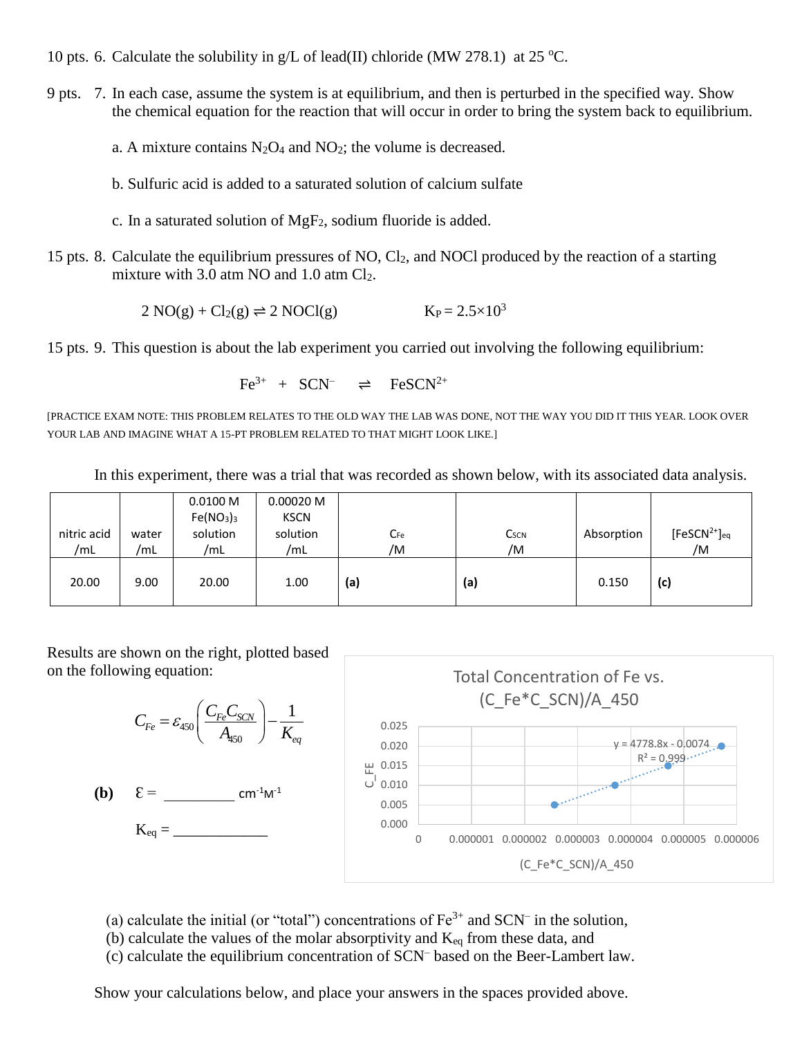10 pts. 6. Calculate the solubility in g/L of lead(II) chloride (MW 278.1) at 25 °C.

9 pts. 7. In each case, assume the system is at equilibrium, and then is perturbed in the specified way. Show the chemical equation for the reaction that will occur in order to bring the system back to equilibrium.

a. A mixture contains $N_2O_4$ and $NO_2$; the volume is decreased.

b. Sulfuric acid is added to a saturated solution of calcium sulfate

c. In a saturated solution of $MgF_2$, sodium fluoride is added.

15 pts. 8. Calculate the equilibrium pressures of NO, $Cl_2$, and NOCl produced by the reaction of a starting mixture with 3.0 atm NO and 1.0 atm $Cl_2$.

$$2\,NO(g) + Cl_2(g) \rightleftharpoons 2\,NOCl(g) \qquad K_P = 2.5\times10^3$$

15 pts. 9. This question is about the lab experiment you carried out involving the following equilibrium:

$$Fe^{3+} + SCN^- \rightleftharpoons FeSCN^{2+}$$

[PRACTICE EXAM NOTE: THIS PROBLEM RELATES TO THE OLD WAY THE LAB WAS DONE, NOT THE WAY YOU DID IT THIS YEAR. LOOK OVER YOUR LAB AND IMAGINE WHAT A 15-PT PROBLEM RELATED TO THAT MIGHT LOOK LIKE.]

In this experiment, there was a trial that was recorded as shown below, with its associated data analysis.

| nitric acid /mL | water /mL | 0.0100 M $Fe(NO_3)_3$ solution /mL | 0.00020 M KSCN solution /mL | $C_{Fe}$ /M | $C_{SCN}$ /M | Absorption | $[FeSCN^{2+}]_{eq}$ /M |
|---|---|---|---|---|---|---|---|
| 20.00 | 9.00 | 20.00 | 1.00 | **(a)** | **(a)** | 0.150 | **(c)** |

Results are shown on the right, plotted based on the following equation:

$$C_{Fe} = \varepsilon_{450}\left(\frac{C_{Fe}C_{SCN}}{A_{450}}\right) - \frac{1}{K_{eq}}$$

**(b)** $\varepsilon$ = __________ cm$^{-1}$M$^{-1}$

$K_{eq}$ = ____________

Total Concentration of Fe vs. (C_Fe*C_SCN)/A_450

y = 4778.8x - 0.0074

$R^2$ = 0.999

C_FE

0.025
0.020
0.015
0.010
0.005
0.000

0 0.000001 0.000002 0.000003 0.000004 0.000005 0.000006

(C_Fe*C_SCN)/A_450

(a) calculate the initial (or "total") concentrations of $Fe^{3+}$ and $SCN^-$ in the solution,
(b) calculate the values of the molar absorptivity and $K_{eq}$ from these data, and
(c) calculate the equilibrium concentration of $SCN^-$ based on the Beer-Lambert law.

Show your calculations below, and place your answers in the spaces provided above.